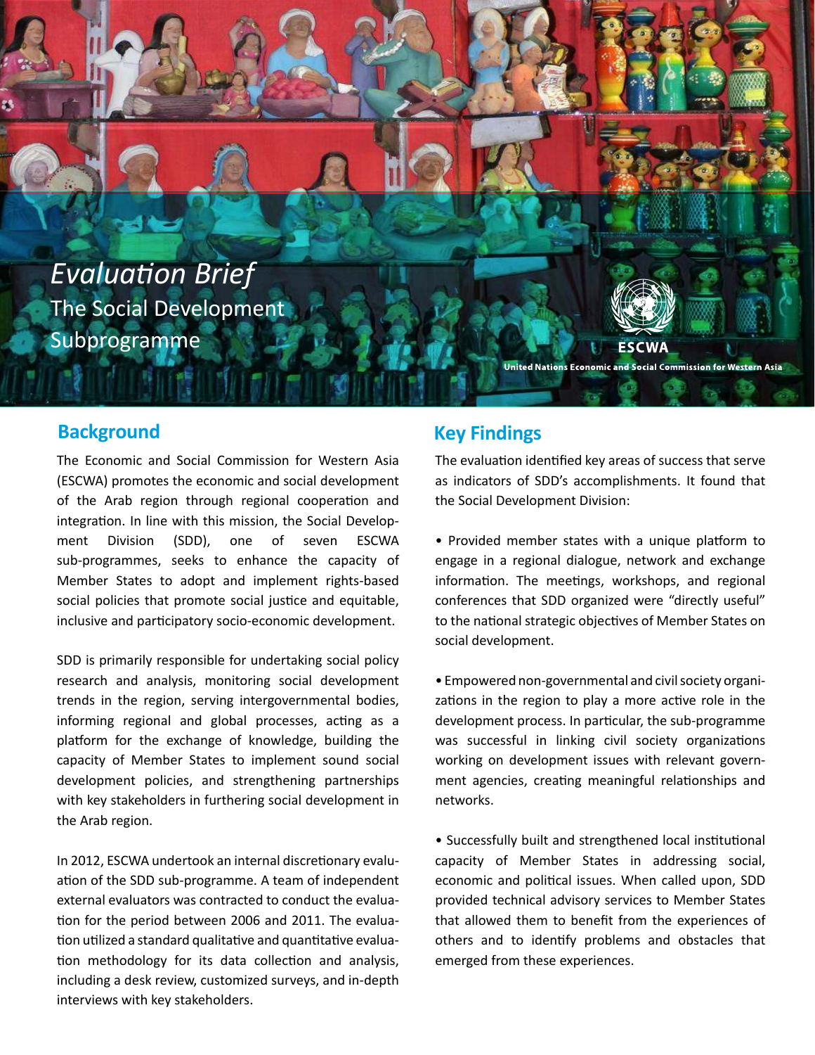# *Evaluation Brief*

The Social Development Subprogramme

ESCWA

United Nations Economic and Social Commission for Western Asia

## Background

The Economic and Social Commission for Western Asia (ESCWA) promotes the economic and social development of the Arab region through regional cooperation and integration. In line with this mission, the Social Development Division (SDD), one of seven ESCWA sub-programmes, seeks to enhance the capacity of Member States to adopt and implement rights-based social policies that promote social justice and equitable, inclusive and participatory socio-economic development.

SDD is primarily responsible for undertaking social policy research and analysis, monitoring social development trends in the region, serving intergovernmental bodies, informing regional and global processes, acting as a platform for the exchange of knowledge, building the capacity of Member States to implement sound social development policies, and strengthening partnerships with key stakeholders in furthering social development in the Arab region.

In 2012, ESCWA undertook an internal discretionary evaluation of the SDD sub-programme. A team of independent external evaluators was contracted to conduct the evaluation for the period between 2006 and 2011. The evaluation utilized a standard qualitative and quantitative evaluation methodology for its data collection and analysis, including a desk review, customized surveys, and in-depth interviews with key stakeholders.

## Key Findings

The evaluation identified key areas of success that serve as indicators of SDD's accomplishments. It found that the Social Development Division:

- Provided member states with a unique platform to engage in a regional dialogue, network and exchange information. The meetings, workshops, and regional conferences that SDD organized were "directly useful" to the national strategic objectives of Member States on social development.

- Empowered non-governmental and civil society organizations in the region to play a more active role in the development process. In particular, the sub-programme was successful in linking civil society organizations working on development issues with relevant government agencies, creating meaningful relationships and networks.

- Successfully built and strengthened local institutional capacity of Member States in addressing social, economic and political issues. When called upon, SDD provided technical advisory services to Member States that allowed them to benefit from the experiences of others and to identify problems and obstacles that emerged from these experiences.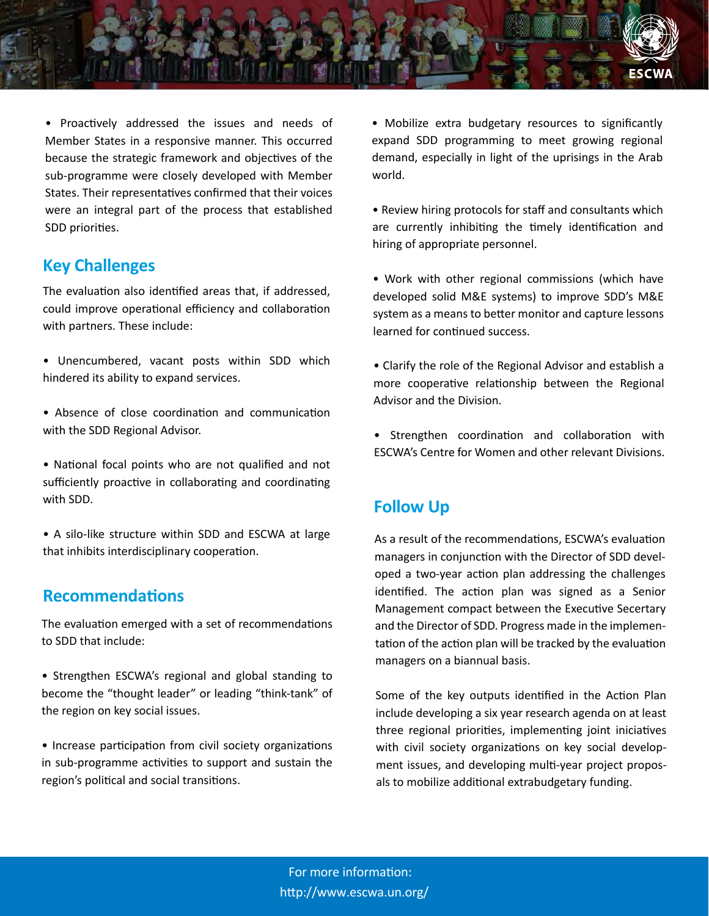• Proactively addressed the issues and needs of Member States in a responsive manner. This occurred because the strategic framework and objectives of the sub-programme were closely developed with Member States. Their representatives confirmed that their voices were an integral part of the process that established SDD priorities.

## Key Challenges

The evaluation also identified areas that, if addressed, could improve operational efficiency and collaboration with partners. These include:

• Unencumbered, vacant posts within SDD which hindered its ability to expand services.

• Absence of close coordination and communication with the SDD Regional Advisor.

• National focal points who are not qualified and not sufficiently proactive in collaborating and coordinating with SDD.

• A silo-like structure within SDD and ESCWA at large that inhibits interdisciplinary cooperation.

## Recommendations

The evaluation emerged with a set of recommendations to SDD that include:

• Strengthen ESCWA's regional and global standing to become the "thought leader" or leading "think-tank" of the region on key social issues.

• Increase participation from civil society organizations in sub-programme activities to support and sustain the region's political and social transitions.

• Mobilize extra budgetary resources to significantly expand SDD programming to meet growing regional demand, especially in light of the uprisings in the Arab world.

• Review hiring protocols for staff and consultants which are currently inhibiting the timely identification and hiring of appropriate personnel.

• Work with other regional commissions (which have developed solid M&E systems) to improve SDD's M&E system as a means to better monitor and capture lessons learned for continued success.

• Clarify the role of the Regional Advisor and establish a more cooperative relationship between the Regional Advisor and the Division.

• Strengthen coordination and collaboration with ESCWA's Centre for Women and other relevant Divisions.

## Follow Up

As a result of the recommendations, ESCWA's evaluation managers in conjunction with the Director of SDD developed a two-year action plan addressing the challenges identified. The action plan was signed as a Senior Management compact between the Executive Secertary and the Director of SDD. Progress made in the implementation of the action plan will be tracked by the evaluation managers on a biannual basis.

Some of the key outputs identified in the Action Plan include developing a six year research agenda on at least three regional priorities, implementing joint iniciatives with civil society organizations on key social development issues, and developing multi-year project proposals to mobilize additional extrabudgetary funding.

For more information:
http://www.escwa.un.org/